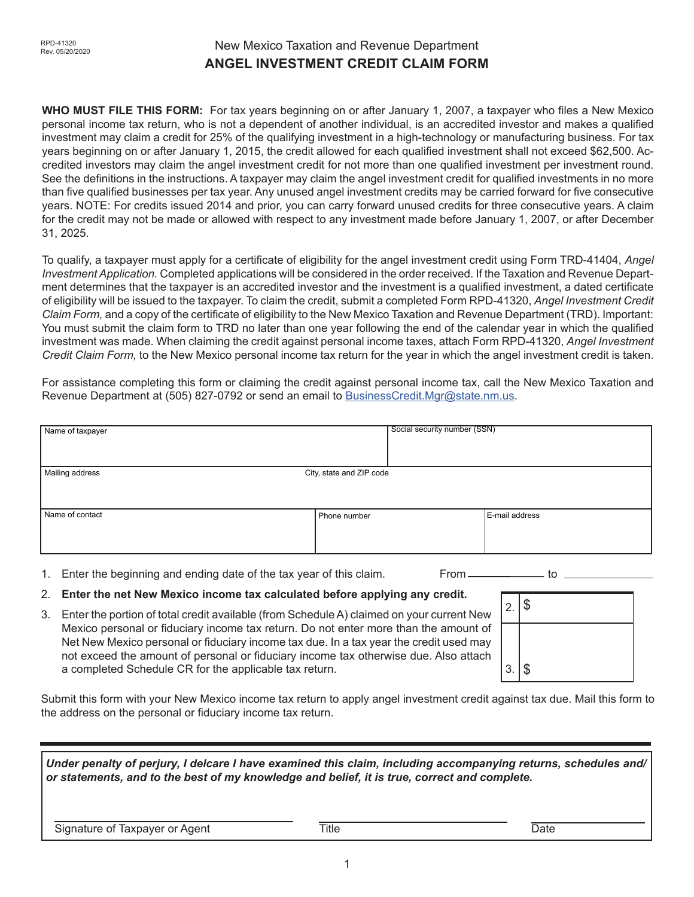RPD-41320
Rev. 05/20/2020

New Mexico Taxation and Revenue Department

# ANGEL INVESTMENT CREDIT CLAIM FORM

**WHO MUST FILE THIS FORM:** For tax years beginning on or after January 1, 2007, a taxpayer who files a New Mexico personal income tax return, who is not a dependent of another individual, is an accredited investor and makes a qualified investment may claim a credit for 25% of the qualifying investment in a high-technology or manufacturing business. For tax years beginning on or after January 1, 2015, the credit allowed for each qualified investment shall not exceed $62,500. Accredited investors may claim the angel investment credit for not more than one qualified investment per investment round. See the definitions in the instructions. A taxpayer may claim the angel investment credit for qualified investments in no more than five qualified businesses per tax year. Any unused angel investment credits may be carried forward for five consecutive years. NOTE: For credits issued 2014 and prior, you can carry forward unused credits for three consecutive years. A claim for the credit may not be made or allowed with respect to any investment made before January 1, 2007, or after December 31, 2025.

To qualify, a taxpayer must apply for a certificate of eligibility for the angel investment credit using Form TRD-41404, *Angel Investment Application.* Completed applications will be considered in the order received. If the Taxation and Revenue Department determines that the taxpayer is an accredited investor and the investment is a qualified investment, a dated certificate of eligibility will be issued to the taxpayer. To claim the credit, submit a completed Form RPD-41320, *Angel Investment Credit Claim Form,* and a copy of the certificate of eligibility to the New Mexico Taxation and Revenue Department (TRD). Important: You must submit the claim form to TRD no later than one year following the end of the calendar year in which the qualified investment was made. When claiming the credit against personal income taxes, attach Form RPD-41320, *Angel Investment Credit Claim Form,* to the New Mexico personal income tax return for the year in which the angel investment credit is taken.

For assistance completing this form or claiming the credit against personal income tax, call the New Mexico Taxation and Revenue Department at (505) 827-0792 or send an email to BusinessCredit.Mgr@state.nm.us.

| Name of taxpayer | | Social security number (SSN) |
|---|---|---|
| Mailing address | City, state and ZIP code | |
| Name of contact | Phone number | E-mail address |

1. Enter the beginning and ending date of the tax year of this claim. From ____________ to ____________

2. **Enter the net New Mexico income tax calculated before applying any credit.** 2. $

3. Enter the portion of total credit available (from Schedule A) claimed on your current New Mexico personal or fiduciary income tax return. Do not enter more than the amount of Net New Mexico personal or fiduciary income tax due. In a tax year the credit used may not exceed the amount of personal or fiduciary income tax otherwise due. Also attach a completed Schedule CR for the applicable tax return. 3. $

Submit this form with your New Mexico income tax return to apply angel investment credit against tax due. Mail this form to the address on the personal or fiduciary income tax return.

***Under penalty of perjury, I delcare I have examined this claim, including accompanying returns, schedules and/or statements, and to the best of my knowledge and belief, it is true, correct and complete.***

| Signature of Taxpayer or Agent | Title | Date |
|---|---|---|
| | | |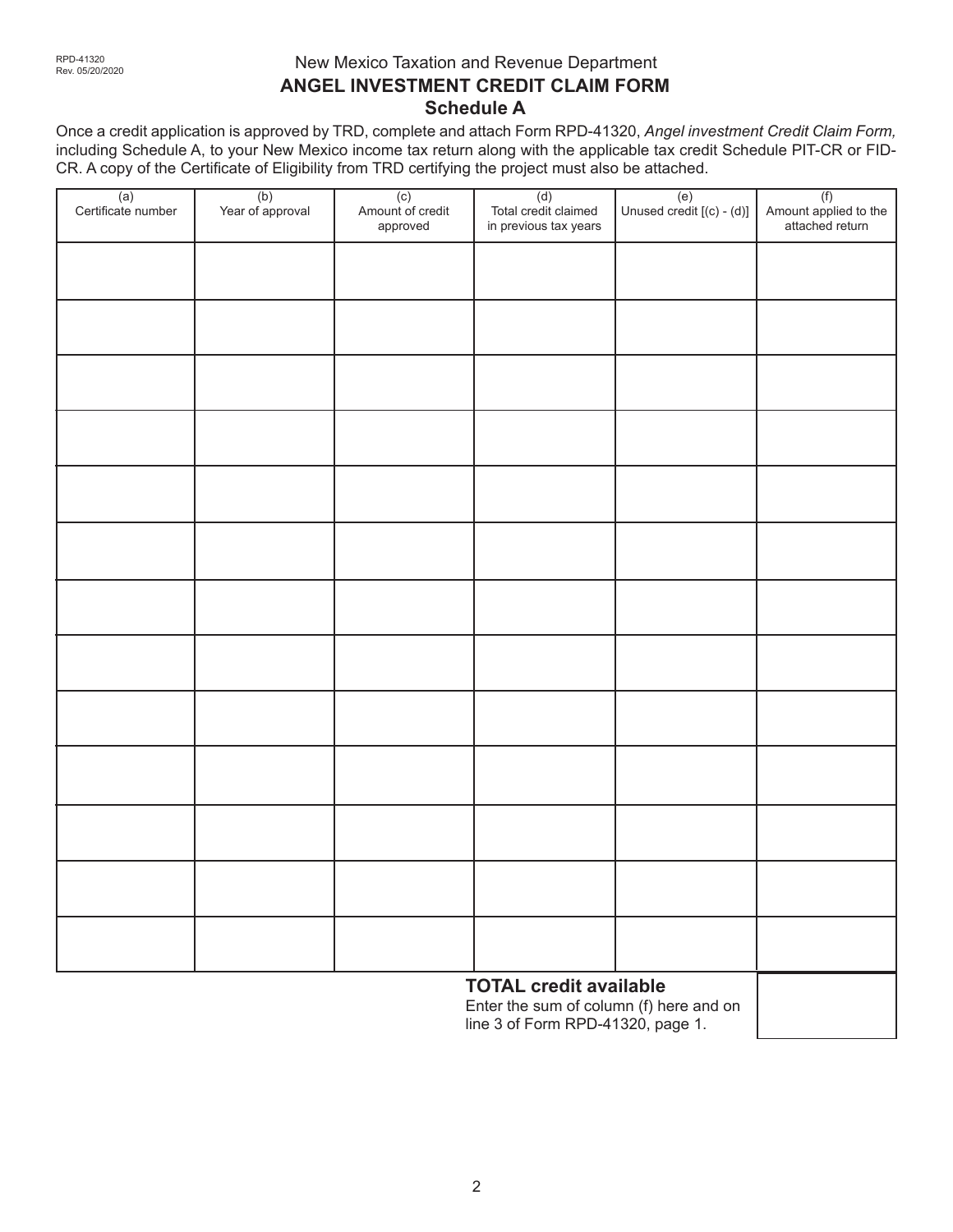RPD-41320
Rev. 05/20/2020

New Mexico Taxation and Revenue Department

# ANGEL INVESTMENT CREDIT CLAIM FORM

## Schedule A

Once a credit application is approved by TRD, complete and attach Form RPD-41320, *Angel investment Credit Claim Form,* including Schedule A, to your New Mexico income tax return along with the applicable tax credit Schedule PIT-CR or FID-CR. A copy of the Certificate of Eligibility from TRD certifying the project must also be attached.

| (a) Certificate number | (b) Year of approval | (c) Amount of credit approved | (d) Total credit claimed in previous tax years | (e) Unused credit [(c) - (d)] | (f) Amount applied to the attached return |
|---|---|---|---|---|---|
| | | | | | |
| | | | | | |
| | | | | | |
| | | | | | |
| | | | | | |
| | | | | | |
| | | | | | |
| | | | | | |
| | | | | | |
| | | | | | |
| | | | | | |
| | | | | | |
| | | | | | |

**TOTAL credit available**
Enter the sum of column (f) here and on line 3 of Form RPD-41320, page 1.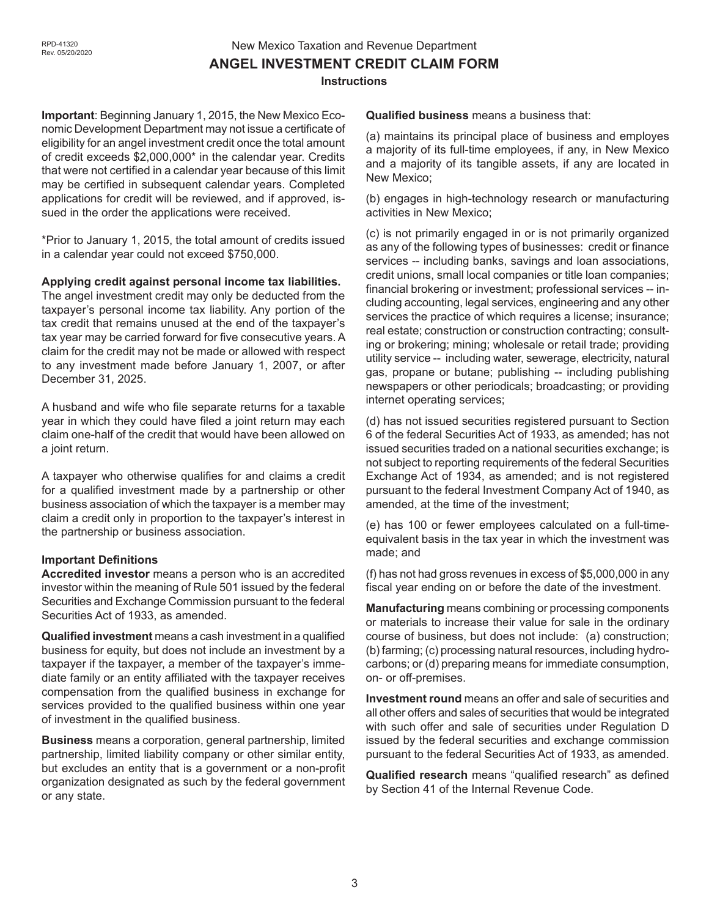New Mexico Taxation and Revenue Department

# ANGEL INVESTMENT CREDIT CLAIM FORM

## Instructions

**Important**: Beginning January 1, 2015, the New Mexico Economic Development Department may not issue a certificate of eligibility for an angel investment credit once the total amount of credit exceeds $2,000,000* in the calendar year. Credits that were not certified in a calendar year because of this limit may be certified in subsequent calendar years. Completed applications for credit will be reviewed, and if approved, issued in the order the applications were received.

*Prior to January 1, 2015, the total amount of credits issued in a calendar year could not exceed $750,000.

**Applying credit against personal income tax liabilities.**
The angel investment credit may only be deducted from the taxpayer's personal income tax liability. Any portion of the tax credit that remains unused at the end of the taxpayer's tax year may be carried forward for five consecutive years. A claim for the credit may not be made or allowed with respect to any investment made before January 1, 2007, or after December 31, 2025.

A husband and wife who file separate returns for a taxable year in which they could have filed a joint return may each claim one-half of the credit that would have been allowed on a joint return.

A taxpayer who otherwise qualifies for and claims a credit for a qualified investment made by a partnership or other business association of which the taxpayer is a member may claim a credit only in proportion to the taxpayer's interest in the partnership or business association.

**Important Definitions**

**Accredited investor** means a person who is an accredited investor within the meaning of Rule 501 issued by the federal Securities and Exchange Commission pursuant to the federal Securities Act of 1933, as amended.

**Qualified investment** means a cash investment in a qualified business for equity, but does not include an investment by a taxpayer if the taxpayer, a member of the taxpayer's immediate family or an entity affiliated with the taxpayer receives compensation from the qualified business in exchange for services provided to the qualified business within one year of investment in the qualified business.

**Business** means a corporation, general partnership, limited partnership, limited liability company or other similar entity, but excludes an entity that is a government or a non-profit organization designated as such by the federal government or any state.

**Qualified business** means a business that:

(a) maintains its principal place of business and employes a majority of its full-time employees, if any, in New Mexico and a majority of its tangible assets, if any are located in New Mexico;

(b) engages in high-technology research or manufacturing activities in New Mexico;

(c) is not primarily engaged in or is not primarily organized as any of the following types of businesses: credit or finance services -- including banks, savings and loan associations, credit unions, small local companies or title loan companies; financial brokering or investment; professional services -- including accounting, legal services, engineering and any other services the practice of which requires a license; insurance; real estate; construction or construction contracting; consulting or brokering; mining; wholesale or retail trade; providing utility service -- including water, sewerage, electricity, natural gas, propane or butane; publishing -- including publishing newspapers or other periodicals; broadcasting; or providing internet operating services;

(d) has not issued securities registered pursuant to Section 6 of the federal Securities Act of 1933, as amended; has not issued securities traded on a national securities exchange; is not subject to reporting requirements of the federal Securities Exchange Act of 1934, as amended; and is not registered pursuant to the federal Investment Company Act of 1940, as amended, at the time of the investment;

(e) has 100 or fewer employees calculated on a full-time-equivalent basis in the tax year in which the investment was made; and

(f) has not had gross revenues in excess of $5,000,000 in any fiscal year ending on or before the date of the investment.

**Manufacturing** means combining or processing components or materials to increase their value for sale in the ordinary course of business, but does not include: (a) construction; (b) farming; (c) processing natural resources, including hydrocarbons; or (d) preparing means for immediate consumption, on- or off-premises.

**Investment round** means an offer and sale of securities and all other offers and sales of securities that would be integrated with such offer and sale of securities under Regulation D issued by the federal securities and exchange commission pursuant to the federal Securities Act of 1933, as amended.

**Qualified research** means "qualified research" as defined by Section 41 of the Internal Revenue Code.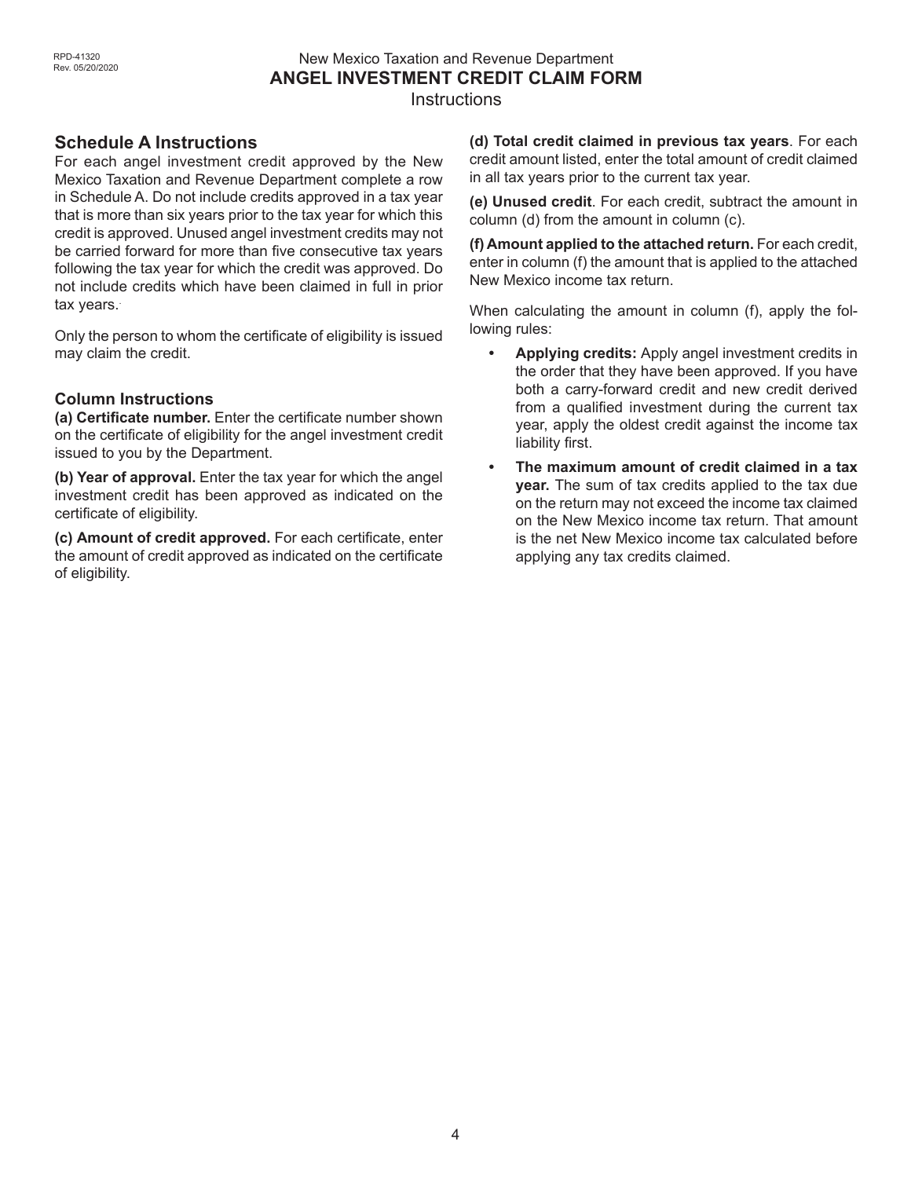New Mexico Taxation and Revenue Department

**ANGEL INVESTMENT CREDIT CLAIM FORM**

Instructions

## Schedule A Instructions

For each angel investment credit approved by the New Mexico Taxation and Revenue Department complete a row in Schedule A. Do not include credits approved in a tax year that is more than six years prior to the tax year for which this credit is approved. Unused angel investment credits may not be carried forward for more than five consecutive tax years following the tax year for which the credit was approved. Do not include credits which have been claimed in full in prior tax years.

Only the person to whom the certificate of eligibility is issued may claim the credit.

### Column Instructions

**(a) Certificate number.** Enter the certificate number shown on the certificate of eligibility for the angel investment credit issued to you by the Department.

**(b) Year of approval.** Enter the tax year for which the angel investment credit has been approved as indicated on the certificate of eligibility.

**(c) Amount of credit approved.** For each certificate, enter the amount of credit approved as indicated on the certificate of eligibility.

**(d) Total credit claimed in previous tax years**. For each credit amount listed, enter the total amount of credit claimed in all tax years prior to the current tax year.

**(e) Unused credit**. For each credit, subtract the amount in column (d) from the amount in column (c).

**(f) Amount applied to the attached return.** For each credit, enter in column (f) the amount that is applied to the attached New Mexico income tax return.

When calculating the amount in column (f), apply the following rules:

- **Applying credits:** Apply angel investment credits in the order that they have been approved. If you have both a carry-forward credit and new credit derived from a qualified investment during the current tax year, apply the oldest credit against the income tax liability first.
- **The maximum amount of credit claimed in a tax year.** The sum of tax credits applied to the tax due on the return may not exceed the income tax claimed on the New Mexico income tax return. That amount is the net New Mexico income tax calculated before applying any tax credits claimed.